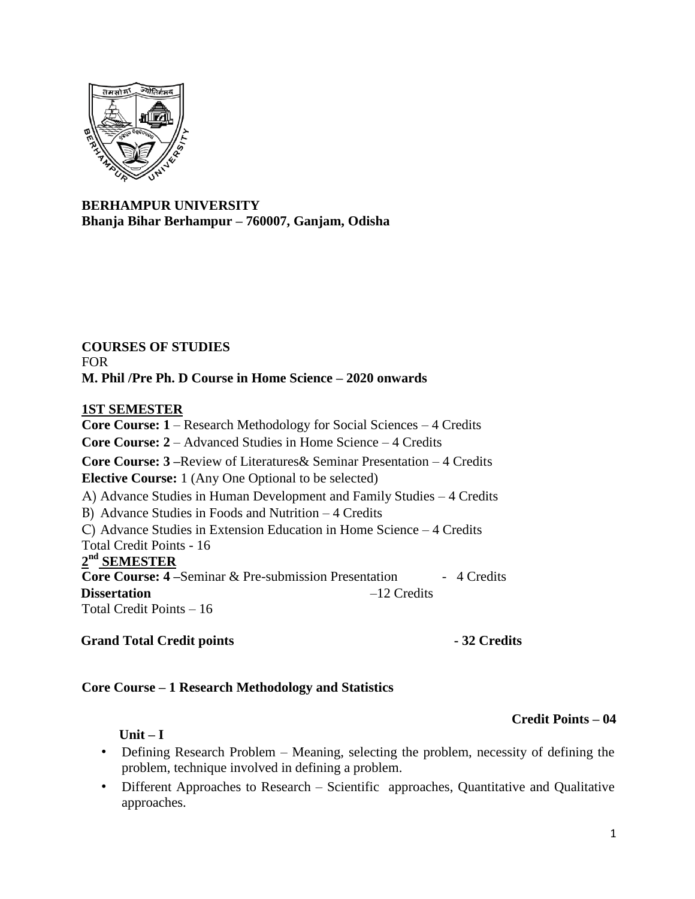**BERHAMPUR UNIVERSITY**
**Bhanja Bihar Berhampur – 760007, Ganjam, Odisha**

**COURSES OF STUDIES**
FOR
**M. Phil /Pre Ph. D Course in Home Science – 2020 onwards**

## 1ST SEMESTER

**Core Course: 1** – Research Methodology for Social Sciences – 4 Credits
**Core Course: 2** – Advanced Studies in Home Science – 4 Credits
**Core Course: 3 –**Review of Literatures& Seminar Presentation – 4 Credits
**Elective Course:** 1 (Any One Optional to be selected)
A) Advance Studies in Human Development and Family Studies – 4 Credits
B) Advance Studies in Foods and Nutrition – 4 Credits
C) Advance Studies in Extension Education in Home Science – 4 Credits
Total Credit Points - 16

## 2nd SEMESTER

**Core Course: 4 –**Seminar & Pre-submission Presentation - 4 Credits
**Dissertation** –12 Credits
Total Credit Points – 16

**Grand Total Credit points - 32 Credits**

### Core Course – 1 Research Methodology and Statistics

**Credit Points – 04**

**Unit – I**

- Defining Research Problem – Meaning, selecting the problem, necessity of defining the problem, technique involved in defining a problem.
- Different Approaches to Research – Scientific approaches, Quantitative and Qualitative approaches.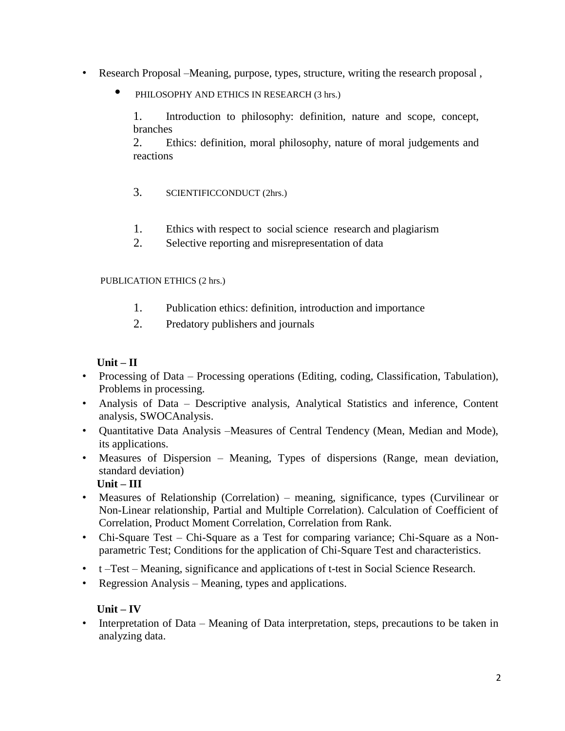- Research Proposal –Meaning, purpose, types, structure, writing the research proposal ,

  - PHILOSOPHY AND ETHICS IN RESEARCH (3 hrs.)

    1. Introduction to philosophy: definition, nature and scope, concept, branches
    2. Ethics: definition, moral philosophy, nature of moral judgements and reactions

    3. SCIENTIFICCONDUCT (2hrs.)

    1. Ethics with respect to social science research and plagiarism
    2. Selective reporting and misrepresentation of data

PUBLICATION ETHICS (2 hrs.)

1. Publication ethics: definition, introduction and importance
2. Predatory publishers and journals

**Unit – II**

- Processing of Data – Processing operations (Editing, coding, Classification, Tabulation), Problems in processing.
- Analysis of Data – Descriptive analysis, Analytical Statistics and inference, Content analysis, SWOCAnalysis.
- Quantitative Data Analysis –Measures of Central Tendency (Mean, Median and Mode), its applications.
- Measures of Dispersion – Meaning, Types of dispersions (Range, mean deviation, standard deviation)

**Unit – III**

- Measures of Relationship (Correlation) – meaning, significance, types (Curvilinear or Non-Linear relationship, Partial and Multiple Correlation). Calculation of Coefficient of Correlation, Product Moment Correlation, Correlation from Rank.
- Chi-Square Test – Chi-Square as a Test for comparing variance; Chi-Square as a Non-parametric Test; Conditions for the application of Chi-Square Test and characteristics.
- t –Test – Meaning, significance and applications of t-test in Social Science Research.
- Regression Analysis – Meaning, types and applications.

**Unit – IV**

- Interpretation of Data – Meaning of Data interpretation, steps, precautions to be taken in analyzing data.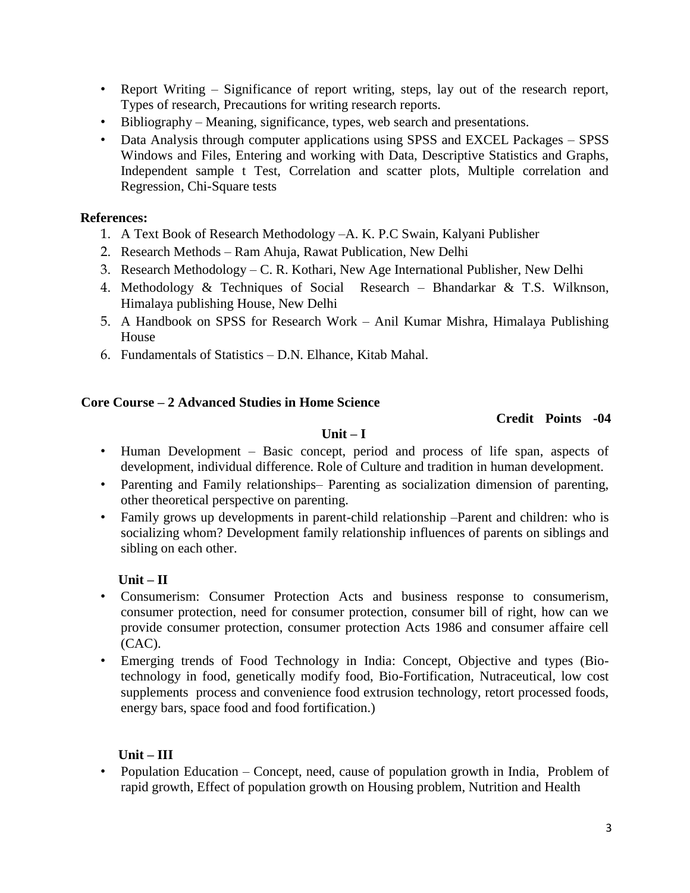- Report Writing – Significance of report writing, steps, lay out of the research report, Types of research, Precautions for writing research reports.
- Bibliography – Meaning, significance, types, web search and presentations.
- Data Analysis through computer applications using SPSS and EXCEL Packages – SPSS Windows and Files, Entering and working with Data, Descriptive Statistics and Graphs, Independent sample t Test, Correlation and scatter plots, Multiple correlation and Regression, Chi-Square tests

**References:**

1. A Text Book of Research Methodology –A. K. P.C Swain, Kalyani Publisher
2. Research Methods – Ram Ahuja, Rawat Publication, New Delhi
3. Research Methodology – C. R. Kothari, New Age International Publisher, New Delhi
4. Methodology & Techniques of Social Research – Bhandarkar & T.S. Wilknson, Himalaya publishing House, New Delhi
5. A Handbook on SPSS for Research Work – Anil Kumar Mishra, Himalaya Publishing House
6. Fundamentals of Statistics – D.N. Elhance, Kitab Mahal.

## Core Course – 2 Advanced Studies in Home Science

**Credit Points -04**

**Unit – I**

- Human Development – Basic concept, period and process of life span, aspects of development, individual difference. Role of Culture and tradition in human development.
- Parenting and Family relationships– Parenting as socialization dimension of parenting, other theoretical perspective on parenting.
- Family grows up developments in parent-child relationship –Parent and children: who is socializing whom? Development family relationship influences of parents on siblings and sibling on each other.

**Unit – II**

- Consumerism: Consumer Protection Acts and business response to consumerism, consumer protection, need for consumer protection, consumer bill of right, how can we provide consumer protection, consumer protection Acts 1986 and consumer affaire cell (CAC).
- Emerging trends of Food Technology in India: Concept, Objective and types (Bio-technology in food, genetically modify food, Bio-Fortification, Nutraceutical, low cost supplements process and convenience food extrusion technology, retort processed foods, energy bars, space food and food fortification.)

**Unit – III**

- Population Education – Concept, need, cause of population growth in India, Problem of rapid growth, Effect of population growth on Housing problem, Nutrition and Health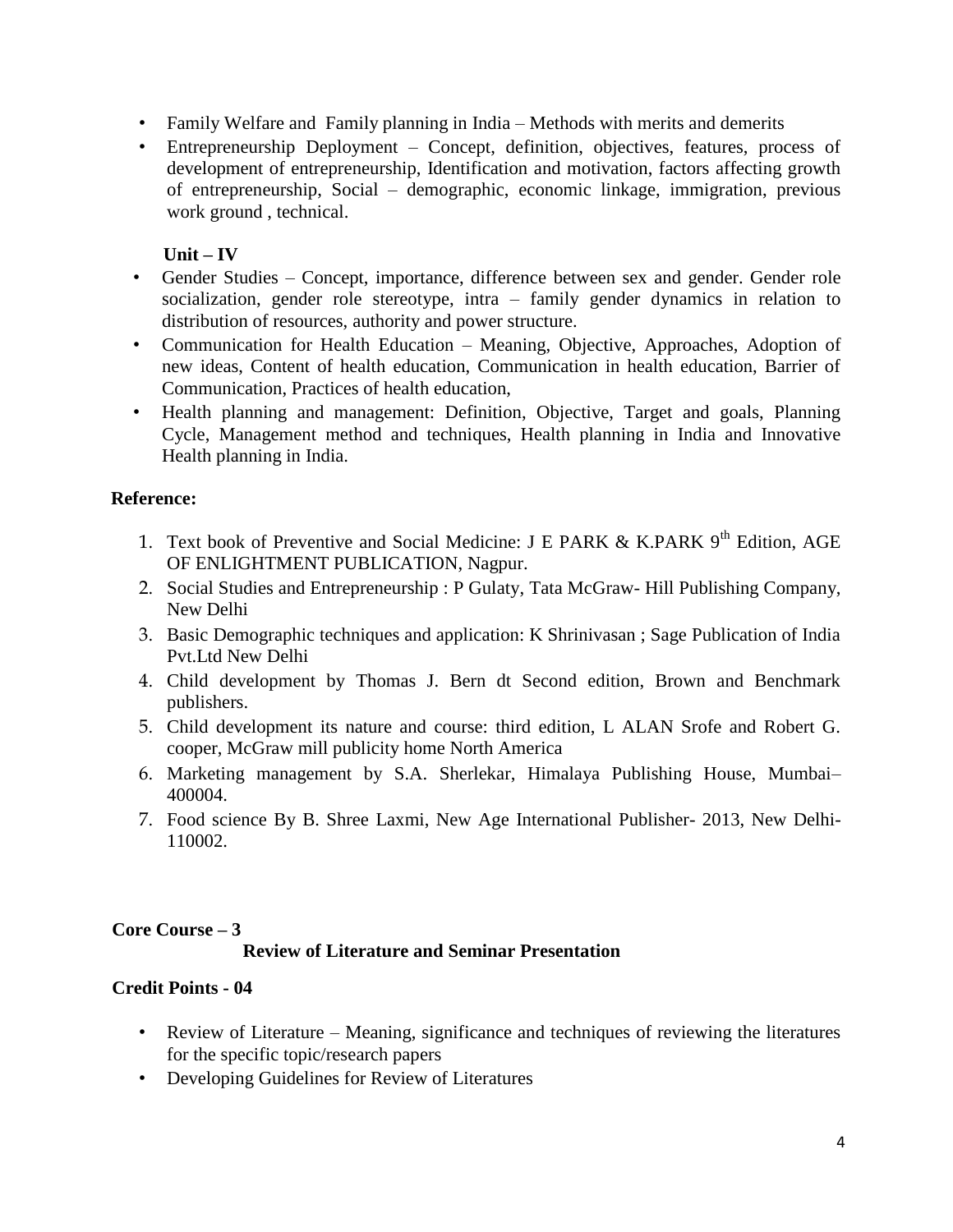- Family Welfare and Family planning in India – Methods with merits and demerits
- Entrepreneurship Deployment – Concept, definition, objectives, features, process of development of entrepreneurship, Identification and motivation, factors affecting growth of entrepreneurship, Social – demographic, economic linkage, immigration, previous work ground , technical.

**Unit – IV**

- Gender Studies – Concept, importance, difference between sex and gender. Gender role socialization, gender role stereotype, intra – family gender dynamics in relation to distribution of resources, authority and power structure.
- Communication for Health Education – Meaning, Objective, Approaches, Adoption of new ideas, Content of health education, Communication in health education, Barrier of Communication, Practices of health education,
- Health planning and management: Definition, Objective, Target and goals, Planning Cycle, Management method and techniques, Health planning in India and Innovative Health planning in India.

**Reference:**

1. Text book of Preventive and Social Medicine: J E PARK & K.PARK 9th Edition, AGE OF ENLIGHTMENT PUBLICATION, Nagpur.
2. Social Studies and Entrepreneurship : P Gulaty, Tata McGraw- Hill Publishing Company, New Delhi
3. Basic Demographic techniques and application: K Shrinivasan ; Sage Publication of India Pvt.Ltd New Delhi
4. Child development by Thomas J. Bern dt Second edition, Brown and Benchmark publishers.
5. Child development its nature and course: third edition, L ALAN Srofe and Robert G. cooper, McGraw mill publicity home North America
6. Marketing management by S.A. Sherlekar, Himalaya Publishing House, Mumbai– 400004.
7. Food science By B. Shree Laxmi, New Age International Publisher- 2013, New Delhi- 110002.

**Core Course – 3**

**Review of Literature and Seminar Presentation**

**Credit Points - 04**

- Review of Literature – Meaning, significance and techniques of reviewing the literatures for the specific topic/research papers
- Developing Guidelines for Review of Literatures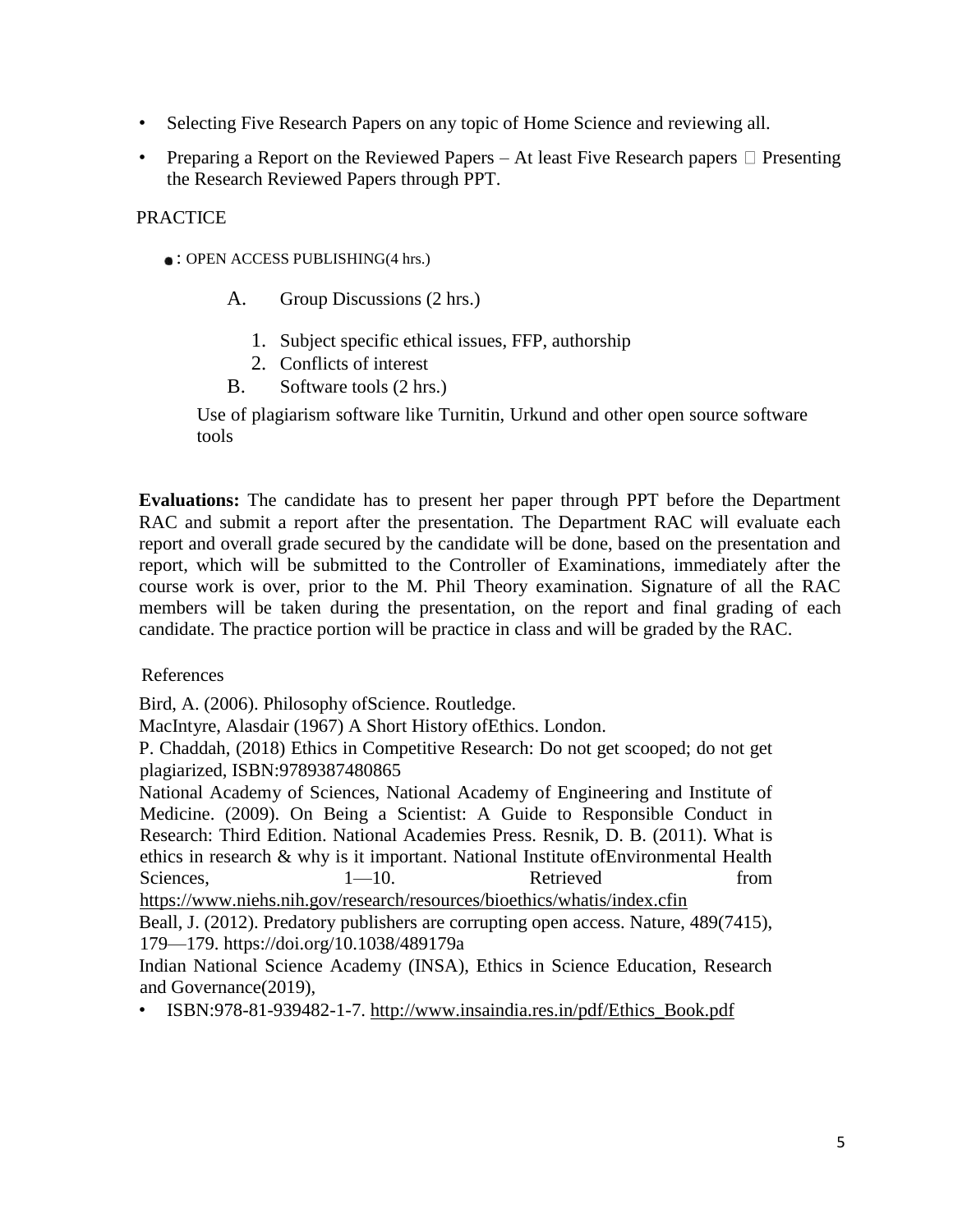- Selecting Five Research Papers on any topic of Home Science and reviewing all.
- Preparing a Report on the Reviewed Papers – At least Five Research papers  Presenting the Research Reviewed Papers through PPT.

PRACTICE

- : OPEN ACCESS PUBLISHING(4 hrs.)

  A. Group Discussions (2 hrs.)

     1. Subject specific ethical issues, FFP, authorship
     2. Conflicts of interest

  B. Software tools (2 hrs.)

  Use of plagiarism software like Turnitin, Urkund and other open source software tools

**Evaluations:** The candidate has to present her paper through PPT before the Department RAC and submit a report after the presentation. The Department RAC will evaluate each report and overall grade secured by the candidate will be done, based on the presentation and report, which will be submitted to the Controller of Examinations, immediately after the course work is over, prior to the M. Phil Theory examination. Signature of all the RAC members will be taken during the presentation, on the report and final grading of each candidate. The practice portion will be practice in class and will be graded by the RAC.

References

Bird, A. (2006). Philosophy ofScience. Routledge.

MacIntyre, Alasdair (1967) A Short History ofEthics. London.

P. Chaddah, (2018) Ethics in Competitive Research: Do not get scooped; do not get plagiarized, ISBN:9789387480865

National Academy of Sciences, National Academy of Engineering and Institute of Medicine. (2009). On Being a Scientist: A Guide to Responsible Conduct in Research: Third Edition. National Academies Press. Resnik, D. B. (2011). What is ethics in research & why is it important. National Institute ofEnvironmental Health Sciences, 1—10. Retrieved from https://www.niehs.nih.gov/research/resources/bioethics/whatis/index.cfin

Beall, J. (2012). Predatory publishers are corrupting open access. Nature, 489(7415), 179—179. https://doi.org/10.1038/489179a

Indian National Science Academy (INSA), Ethics in Science Education, Research and Governance(2019),

- ISBN:978-81-939482-1-7. http://www.insaindia.res.in/pdf/Ethics_Book.pdf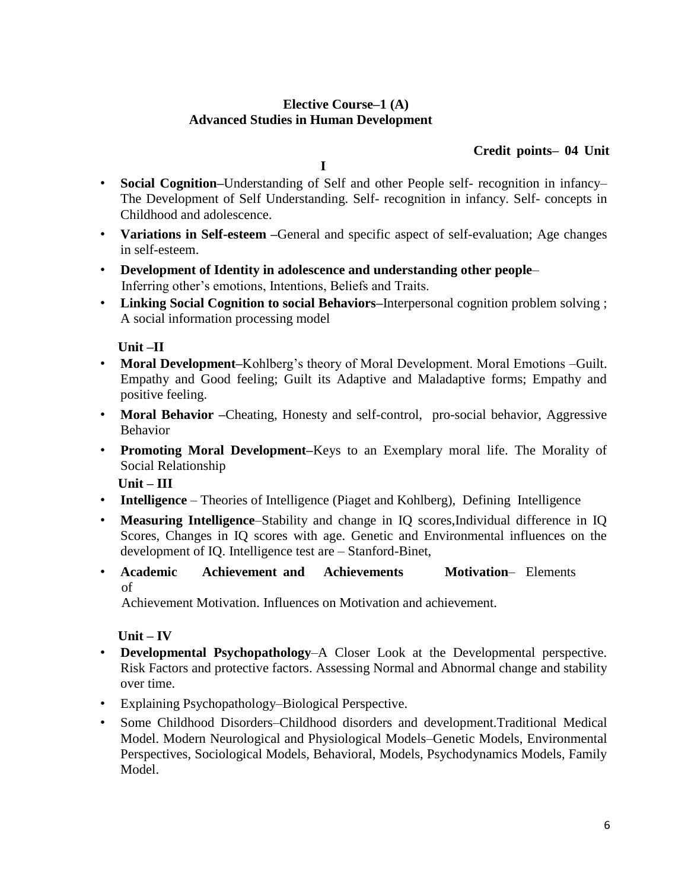## Elective Course–1 (A)
## Advanced Studies in Human Development

**Credit points– 04**

**Unit I**

- **Social Cognition–**Understanding of Self and other People self- recognition in infancy– The Development of Self Understanding. Self- recognition in infancy. Self- concepts in Childhood and adolescence.
- **Variations in Self-esteem –**General and specific aspect of self-evaluation; Age changes in self-esteem.
- **Development of Identity in adolescence and understanding other people**– Inferring other's emotions, Intentions, Beliefs and Traits.
- **Linking Social Cognition to social Behaviors–**Interpersonal cognition problem solving ; A social information processing model

**Unit –II**

- **Moral Development–**Kohlberg's theory of Moral Development. Moral Emotions –Guilt. Empathy and Good feeling; Guilt its Adaptive and Maladaptive forms; Empathy and positive feeling.
- **Moral Behavior –**Cheating, Honesty and self-control, pro-social behavior, Aggressive Behavior
- **Promoting Moral Development–**Keys to an Exemplary moral life. The Morality of Social Relationship

**Unit – III**

- **Intelligence** – Theories of Intelligence (Piaget and Kohlberg), Defining Intelligence
- **Measuring Intelligence**–Stability and change in IQ scores,Individual difference in IQ Scores, Changes in IQ scores with age. Genetic and Environmental influences on the development of IQ. Intelligence test are – Stanford-Binet,
- **Academic Achievement and Achievements Motivation**– Elements of Achievement Motivation. Influences on Motivation and achievement.

**Unit – IV**

- **Developmental Psychopathology**–A Closer Look at the Developmental perspective. Risk Factors and protective factors. Assessing Normal and Abnormal change and stability over time.
- Explaining Psychopathology–Biological Perspective.
- Some Childhood Disorders–Childhood disorders and development.Traditional Medical Model. Modern Neurological and Physiological Models–Genetic Models, Environmental Perspectives, Sociological Models, Behavioral, Models, Psychodynamics Models, Family Model.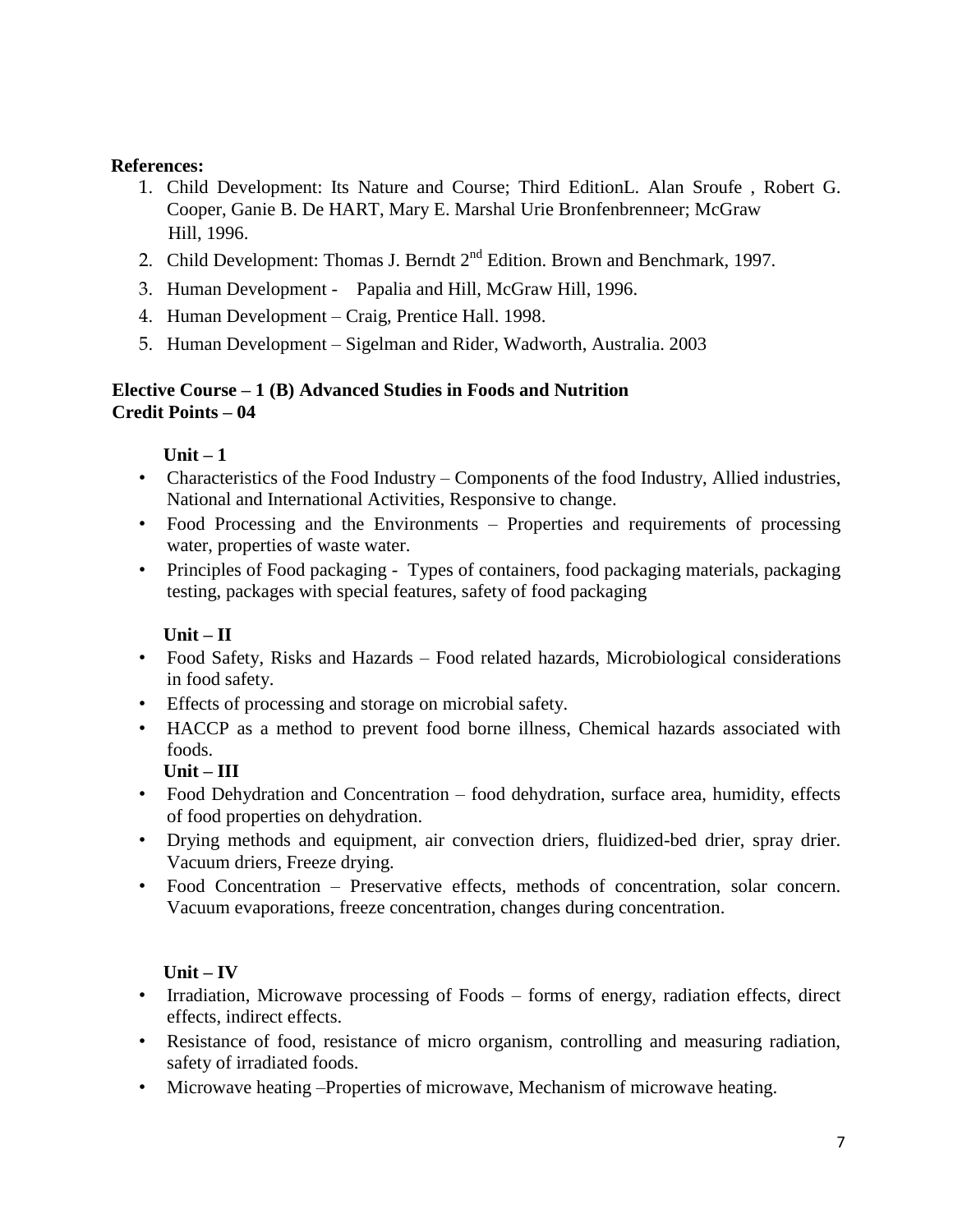**References:**

1. Child Development: Its Nature and Course; Third EditionL. Alan Sroufe , Robert G. Cooper, Ganie B. De HART, Mary E. Marshal Urie Bronfenbrenneer; McGraw Hill, 1996.
2. Child Development: Thomas J. Berndt 2nd Edition. Brown and Benchmark, 1997.
3. Human Development - Papalia and Hill, McGraw Hill, 1996.
4. Human Development – Craig, Prentice Hall. 1998.
5. Human Development – Sigelman and Rider, Wadworth, Australia. 2003

**Elective Course – 1 (B) Advanced Studies in Foods and Nutrition**
**Credit Points – 04**

**Unit – 1**

- Characteristics of the Food Industry – Components of the food Industry, Allied industries, National and International Activities, Responsive to change.
- Food Processing and the Environments – Properties and requirements of processing water, properties of waste water.
- Principles of Food packaging - Types of containers, food packaging materials, packaging testing, packages with special features, safety of food packaging

**Unit – II**

- Food Safety, Risks and Hazards – Food related hazards, Microbiological considerations in food safety.
- Effects of processing and storage on microbial safety.
- HACCP as a method to prevent food borne illness, Chemical hazards associated with foods.

**Unit – III**

- Food Dehydration and Concentration – food dehydration, surface area, humidity, effects of food properties on dehydration.
- Drying methods and equipment, air convection driers, fluidized-bed drier, spray drier. Vacuum driers, Freeze drying.
- Food Concentration – Preservative effects, methods of concentration, solar concern. Vacuum evaporations, freeze concentration, changes during concentration.

**Unit – IV**

- Irradiation, Microwave processing of Foods – forms of energy, radiation effects, direct effects, indirect effects.
- Resistance of food, resistance of micro organism, controlling and measuring radiation, safety of irradiated foods.
- Microwave heating –Properties of microwave, Mechanism of microwave heating.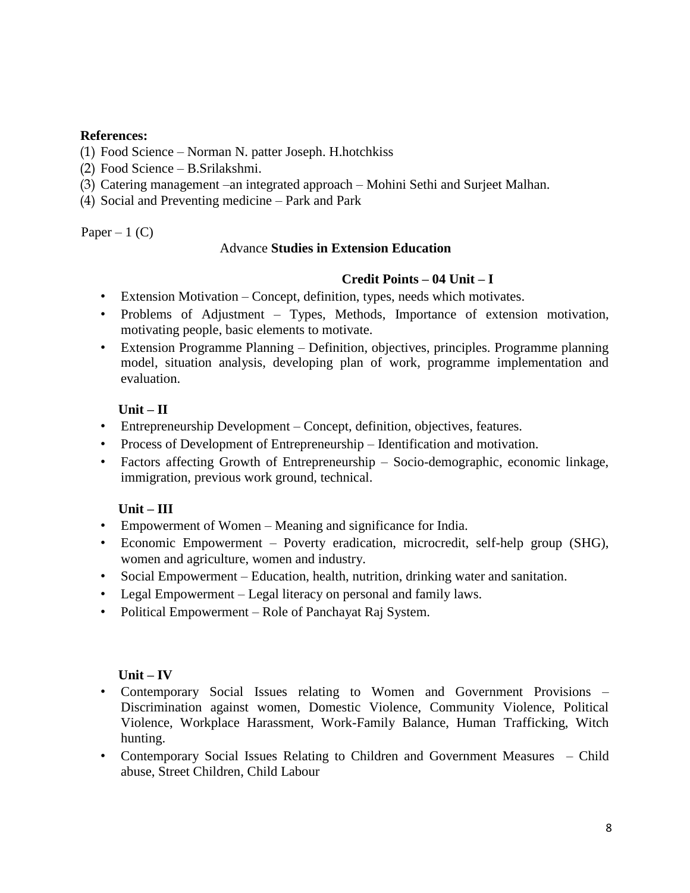**References:**

(1) Food Science – Norman N. patter Joseph. H.hotchkiss
(2) Food Science – B.Srilakshmi.
(3) Catering management –an integrated approach – Mohini Sethi and Surjeet Malhan.
(4) Social and Preventing medicine – Park and Park

Paper – 1 (C)

Advance **Studies in Extension Education**

**Credit Points – 04 Unit – I**

- Extension Motivation – Concept, definition, types, needs which motivates.
- Problems of Adjustment – Types, Methods, Importance of extension motivation, motivating people, basic elements to motivate.
- Extension Programme Planning – Definition, objectives, principles. Programme planning model, situation analysis, developing plan of work, programme implementation and evaluation.

**Unit – II**

- Entrepreneurship Development – Concept, definition, objectives, features.
- Process of Development of Entrepreneurship – Identification and motivation.
- Factors affecting Growth of Entrepreneurship – Socio-demographic, economic linkage, immigration, previous work ground, technical.

**Unit – III**

- Empowerment of Women – Meaning and significance for India.
- Economic Empowerment – Poverty eradication, microcredit, self-help group (SHG), women and agriculture, women and industry.
- Social Empowerment – Education, health, nutrition, drinking water and sanitation.
- Legal Empowerment – Legal literacy on personal and family laws.
- Political Empowerment – Role of Panchayat Raj System.

**Unit – IV**

- Contemporary Social Issues relating to Women and Government Provisions – Discrimination against women, Domestic Violence, Community Violence, Political Violence, Workplace Harassment, Work-Family Balance, Human Trafficking, Witch hunting.
- Contemporary Social Issues Relating to Children and Government Measures – Child abuse, Street Children, Child Labour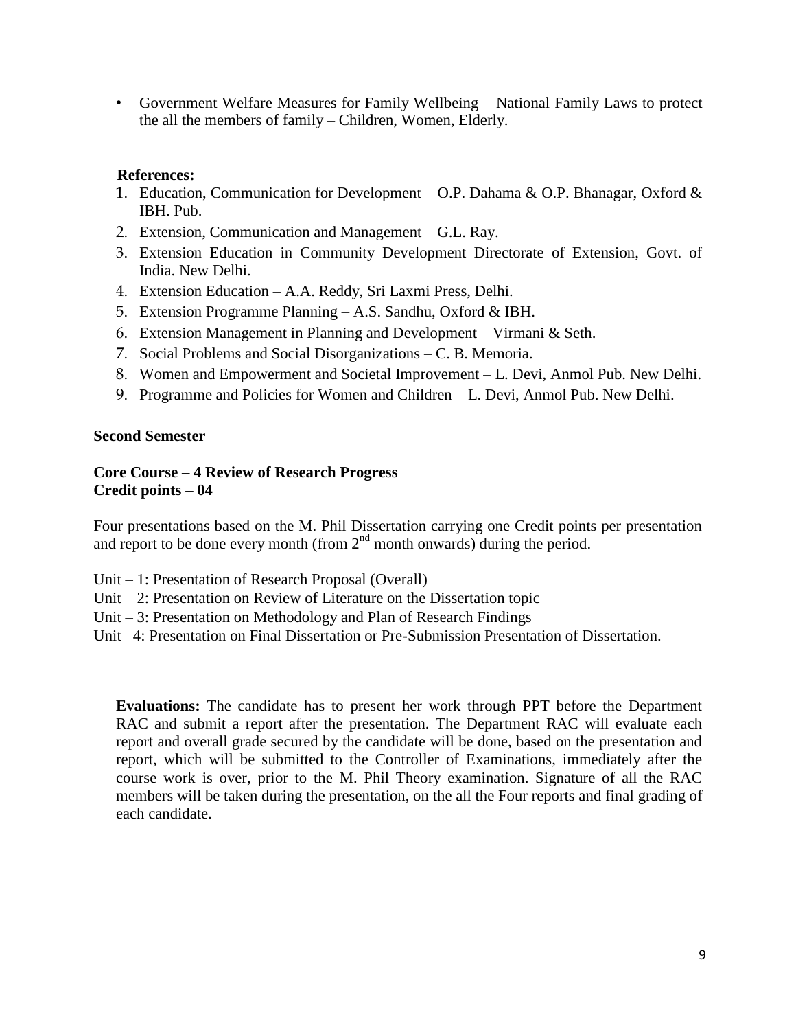- Government Welfare Measures for Family Wellbeing – National Family Laws to protect the all the members of family – Children, Women, Elderly.

**References:**

1. Education, Communication for Development – O.P. Dahama & O.P. Bhanagar, Oxford & IBH. Pub.
2. Extension, Communication and Management – G.L. Ray.
3. Extension Education in Community Development Directorate of Extension, Govt. of India. New Delhi.
4. Extension Education – A.A. Reddy, Sri Laxmi Press, Delhi.
5. Extension Programme Planning – A.S. Sandhu, Oxford & IBH.
6. Extension Management in Planning and Development – Virmani & Seth.
7. Social Problems and Social Disorganizations – C. B. Memoria.
8. Women and Empowerment and Societal Improvement – L. Devi, Anmol Pub. New Delhi.
9. Programme and Policies for Women and Children – L. Devi, Anmol Pub. New Delhi.

**Second Semester**

**Core Course – 4 Review of Research Progress**
**Credit points – 04**

Four presentations based on the M. Phil Dissertation carrying one Credit points per presentation and report to be done every month (from 2nd month onwards) during the period.

Unit – 1: Presentation of Research Proposal (Overall)

Unit – 2: Presentation on Review of Literature on the Dissertation topic

Unit – 3: Presentation on Methodology and Plan of Research Findings

Unit– 4: Presentation on Final Dissertation or Pre-Submission Presentation of Dissertation.

**Evaluations:** The candidate has to present her work through PPT before the Department RAC and submit a report after the presentation. The Department RAC will evaluate each report and overall grade secured by the candidate will be done, based on the presentation and report, which will be submitted to the Controller of Examinations, immediately after the course work is over, prior to the M. Phil Theory examination. Signature of all the RAC members will be taken during the presentation, on the all the Four reports and final grading of each candidate.